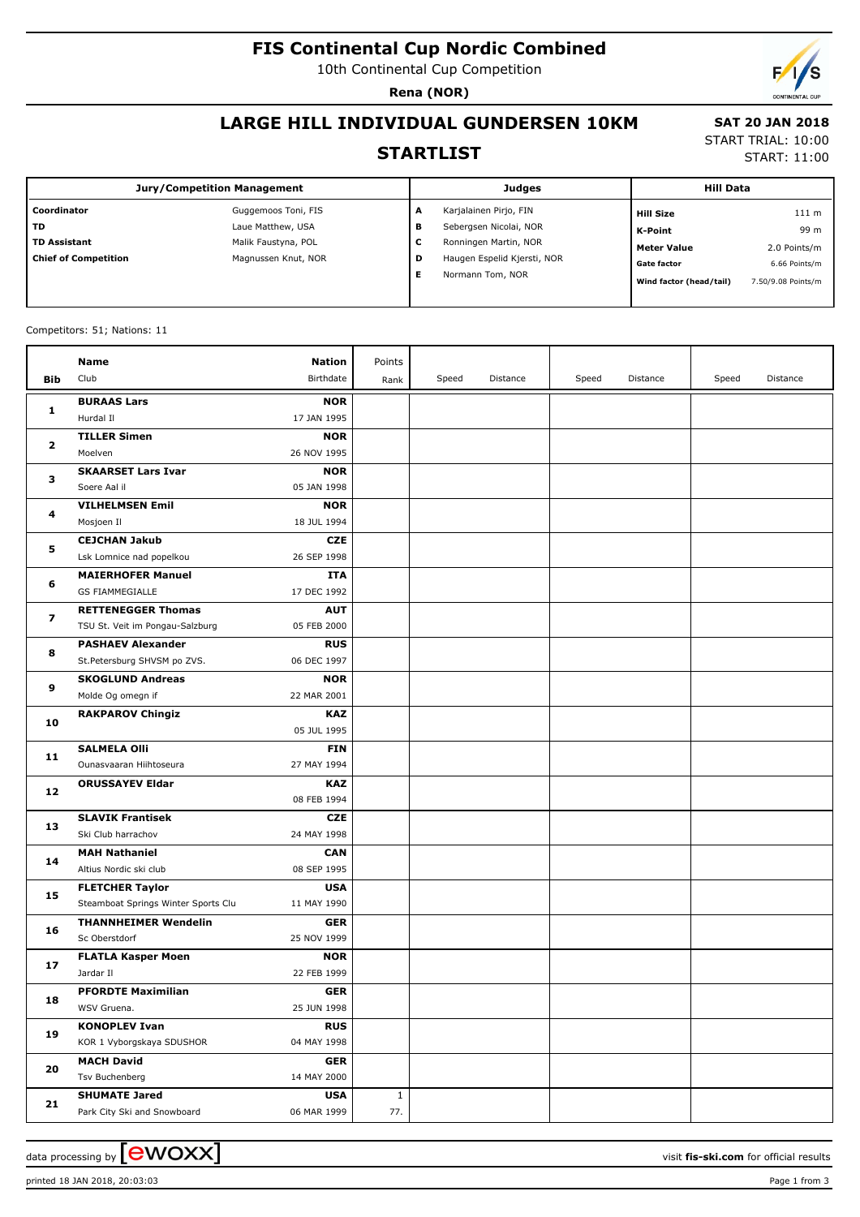# FIS Continental Cup Nordic Combined

10th Continental Cup Competition

**Rena (NOR)**

## LARGE HILL INDIVIDUAL GUNDERSEN 10KM

## STARTLIST

**SAT 20 JAN 2018**

START TRIAL: 10:00

START: 11:00

| Jury/Competition Management | | Judges | | Hill Data | |
|---|---|---|---|---|---|
| **Coordinator** | Guggemoos Toni, FIS | **A** | Karjalainen Pirjo, FIN | **Hill Size** | 111 m |
| **TD** | Laue Matthew, USA | **B** | Sebergsen Nicolai, NOR | **K-Point** | 99 m |
| **TD Assistant** | Malik Faustyna, POL | **C** | Ronningen Martin, NOR | **Meter Value** | 2.0 Points/m |
| **Chief of Competition** | Magnussen Knut, NOR | **D** | Haugen Espelid Kjersti, NOR | **Gate factor** | 6.66 Points/m |
| | | **E** | Normann Tom, NOR | **Wind factor (head/tail)** | 7.50/9.08 Points/m |

Competitors: 51; Nations: 11

| Bib | Name / Club | Nation / Birthdate | Points / Rank | Speed | Distance | Speed | Distance | Speed | Distance |
|---|---|---|---|---|---|---|---|---|---|
| 1 | **BURAAS Lars**<br>Hurdal Il | **NOR**<br>17 JAN 1995 | | | | | | | |
| 2 | **TILLER Simen**<br>Moelven | **NOR**<br>26 NOV 1995 | | | | | | | |
| 3 | **SKAARSET Lars Ivar**<br>Soere Aal il | **NOR**<br>05 JAN 1998 | | | | | | | |
| 4 | **VILHELMSEN Emil**<br>Mosjoen Il | **NOR**<br>18 JUL 1994 | | | | | | | |
| 5 | **CEJCHAN Jakub**<br>Lsk Lomnice nad popelkou | **CZE**<br>26 SEP 1998 | | | | | | | |
| 6 | **MAIERHOFER Manuel**<br>GS FIAMMEGIALLE | **ITA**<br>17 DEC 1992 | | | | | | | |
| 7 | **RETTENEGGER Thomas**<br>TSU St. Veit im Pongau-Salzburg | **AUT**<br>05 FEB 2000 | | | | | | | |
| 8 | **PASHAEV Alexander**<br>St.Petersburg SHVSM po ZVS. | **RUS**<br>06 DEC 1997 | | | | | | | |
| 9 | **SKOGLUND Andreas**<br>Molde Og omegn if | **NOR**<br>22 MAR 2001 | | | | | | | |
| 10 | **RAKPAROV Chingiz** | **KAZ**<br>05 JUL 1995 | | | | | | | |
| 11 | **SALMELA Olli**<br>Ounasvaaran Hiihtoseura | **FIN**<br>27 MAY 1994 | | | | | | | |
| 12 | **ORUSSAYEV Eldar** | **KAZ**<br>08 FEB 1994 | | | | | | | |
| 13 | **SLAVIK Frantisek**<br>Ski Club harrachov | **CZE**<br>24 MAY 1998 | | | | | | | |
| 14 | **MAH Nathaniel**<br>Altius Nordic ski club | **CAN**<br>08 SEP 1995 | | | | | | | |
| 15 | **FLETCHER Taylor**<br>Steamboat Springs Winter Sports Clu | **USA**<br>11 MAY 1990 | | | | | | | |
| 16 | **THANNHEIMER Wendelin**<br>Sc Oberstdorf | **GER**<br>25 NOV 1999 | | | | | | | |
| 17 | **FLATLA Kasper Moen**<br>Jardar Il | **NOR**<br>22 FEB 1999 | | | | | | | |
| 18 | **PFORDTE Maximilian**<br>WSV Gruena. | **GER**<br>25 JUN 1998 | | | | | | | |
| 19 | **KONOPLEV Ivan**<br>KOR 1 Vyborgskaya SDUSHOR | **RUS**<br>04 MAY 1998 | | | | | | | |
| 20 | **MACH David**<br>Tsv Buchenberg | **GER**<br>14 MAY 2000 | | | | | | | |
| 21 | **SHUMATE Jared**<br>Park City Ski and Snowboard | **USA**<br>06 MAR 1999 | 1<br>77. | | | | | | |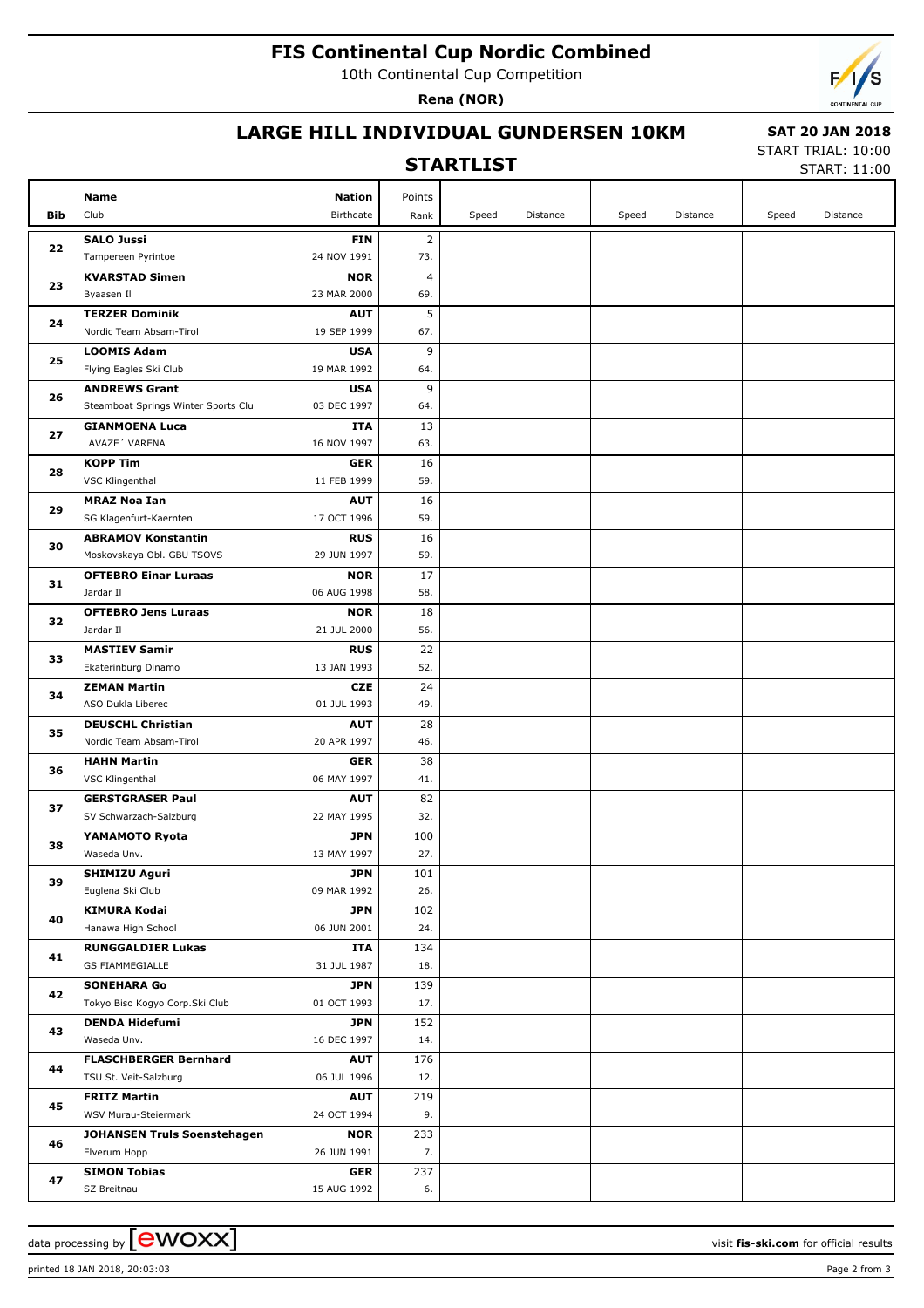# FIS Continental Cup Nordic Combined

10th Continental Cup Competition

**Rena (NOR)**

## LARGE HILL INDIVIDUAL GUNDERSEN 10KM

**SAT 20 JAN 2018**

START TRIAL: 10:00

START: 11:00

## STARTLIST

| Bib | Name / Club | Nation / Birthdate | Points / Rank | Speed | Distance | Speed | Distance | Speed | Distance |
|---|---|---|---|---|---|---|---|---|---|
| 22 | **SALO Jussi**<br>Tampereen Pyrintoe | **FIN**<br>24 NOV 1991 | 2<br>73. | | | | | | |
| 23 | **KVARSTAD Simen**<br>Byaasen Il | **NOR**<br>23 MAR 2000 | 4<br>69. | | | | | | |
| 24 | **TERZER Dominik**<br>Nordic Team Absam-Tirol | **AUT**<br>19 SEP 1999 | 5<br>67. | | | | | | |
| 25 | **LOOMIS Adam**<br>Flying Eagles Ski Club | **USA**<br>19 MAR 1992 | 9<br>64. | | | | | | |
| 26 | **ANDREWS Grant**<br>Steamboat Springs Winter Sports Clu | **USA**<br>03 DEC 1997 | 9<br>64. | | | | | | |
| 27 | **GIANMOENA Luca**<br>LAVAZE´ VARENA | **ITA**<br>16 NOV 1997 | 13<br>63. | | | | | | |
| 28 | **KOPP Tim**<br>VSC Klingenthal | **GER**<br>11 FEB 1999 | 16<br>59. | | | | | | |
| 29 | **MRAZ Noa Ian**<br>SG Klagenfurt-Kaernten | **AUT**<br>17 OCT 1996 | 16<br>59. | | | | | | |
| 30 | **ABRAMOV Konstantin**<br>Moskovskaya Obl. GBU TSOVS | **RUS**<br>29 JUN 1997 | 16<br>59. | | | | | | |
| 31 | **OFTEBRO Einar Luraas**<br>Jardar Il | **NOR**<br>06 AUG 1998 | 17<br>58. | | | | | | |
| 32 | **OFTEBRO Jens Luraas**<br>Jardar Il | **NOR**<br>21 JUL 2000 | 18<br>56. | | | | | | |
| 33 | **MASTIEV Samir**<br>Ekaterinburg Dinamo | **RUS**<br>13 JAN 1993 | 22<br>52. | | | | | | |
| 34 | **ZEMAN Martin**<br>ASO Dukla Liberec | **CZE**<br>01 JUL 1993 | 24<br>49. | | | | | | |
| 35 | **DEUSCHL Christian**<br>Nordic Team Absam-Tirol | **AUT**<br>20 APR 1997 | 28<br>46. | | | | | | |
| 36 | **HAHN Martin**<br>VSC Klingenthal | **GER**<br>06 MAY 1997 | 38<br>41. | | | | | | |
| 37 | **GERSTGRASER Paul**<br>SV Schwarzach-Salzburg | **AUT**<br>22 MAY 1995 | 82<br>32. | | | | | | |
| 38 | **YAMAMOTO Ryota**<br>Waseda Unv. | **JPN**<br>13 MAY 1997 | 100<br>27. | | | | | | |
| 39 | **SHIMIZU Aguri**<br>Euglena Ski Club | **JPN**<br>09 MAR 1992 | 101<br>26. | | | | | | |
| 40 | **KIMURA Kodai**<br>Hanawa High School | **JPN**<br>06 JUN 2001 | 102<br>24. | | | | | | |
| 41 | **RUNGGALDIER Lukas**<br>GS FIAMMEGIALLE | **ITA**<br>31 JUL 1987 | 134<br>18. | | | | | | |
| 42 | **SONEHARA Go**<br>Tokyo Biso Kogyo Corp.Ski Club | **JPN**<br>01 OCT 1993 | 139<br>17. | | | | | | |
| 43 | **DENDA Hidefumi**<br>Waseda Unv. | **JPN**<br>16 DEC 1997 | 152<br>14. | | | | | | |
| 44 | **FLASCHBERGER Bernhard**<br>TSU St. Veit-Salzburg | **AUT**<br>06 JUL 1996 | 176<br>12. | | | | | | |
| 45 | **FRITZ Martin**<br>WSV Murau-Steiermark | **AUT**<br>24 OCT 1994 | 219<br>9. | | | | | | |
| 46 | **JOHANSEN Truls Soenstehagen**<br>Elverum Hopp | **NOR**<br>26 JUN 1991 | 233<br>7. | | | | | | |
| 47 | **SIMON Tobias**<br>SZ Breitnau | **GER**<br>15 AUG 1992 | 237<br>6. | | | | | | |

data processing by ewoxx — visit **fis-ski.com** for official results

printed 18 JAN 2018, 20:03:03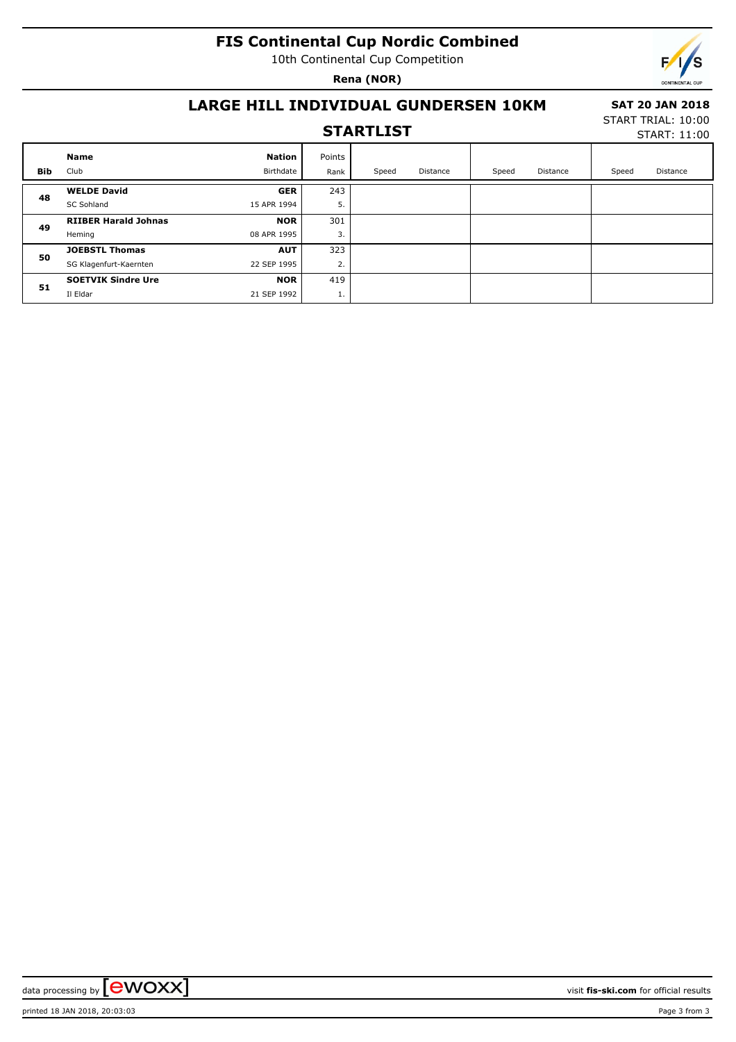# FIS Continental Cup Nordic Combined

10th Continental Cup Competition

**Rena (NOR)**

## LARGE HILL INDIVIDUAL GUNDERSEN 10KM

**SAT 20 JAN 2018**

START TRIAL: 10:00

START: 11:00

## STARTLIST

| Bib | Name / Club | Nation / Birthdate | Points / Rank | Speed | Distance | Speed | Distance | Speed | Distance |
|---|---|---|---|---|---|---|---|---|---|
| 48 | **WELDE David**<br>SC Sohland | **GER**<br>15 APR 1994 | 243<br>5. | | | | | | |
| 49 | **RIIBER Harald Johnas**<br>Heming | **NOR**<br>08 APR 1995 | 301<br>3. | | | | | | |
| 50 | **JOEBSTL Thomas**<br>SG Klagenfurt-Kaernten | **AUT**<br>22 SEP 1995 | 323<br>2. | | | | | | |
| 51 | **SOETVIK Sindre Ure**<br>Il Eldar | **NOR**<br>21 SEP 1992 | 419<br>1. | | | | | | |

data processing by [ewoxx]

visit **fis-ski.com** for official results

printed 18 JAN 2018, 20:03:03